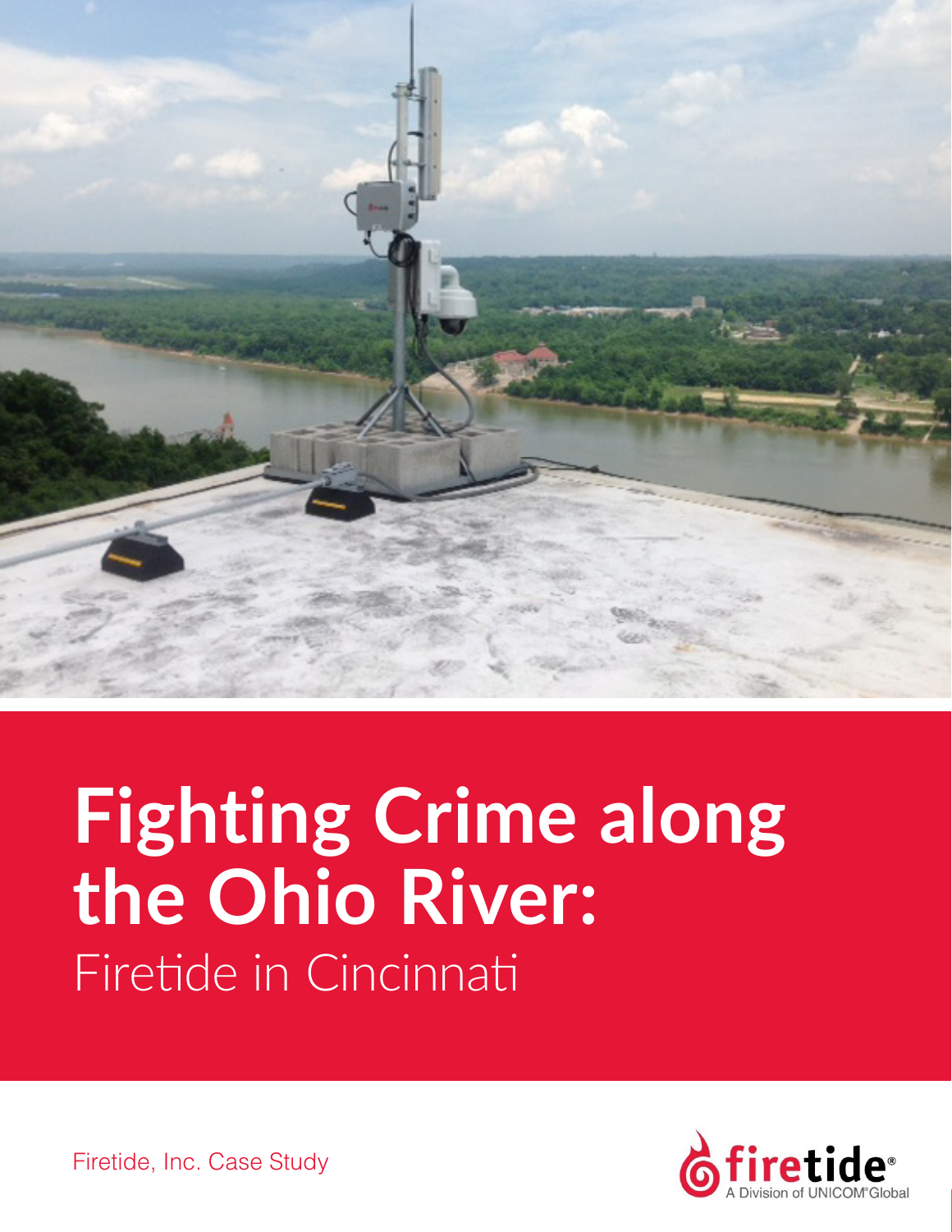# Fighting Crime along the Ohio River:

## Firetide in Cincinnati

Firetide, Inc. Case Study

firetide®
A Division of UNICOM®Global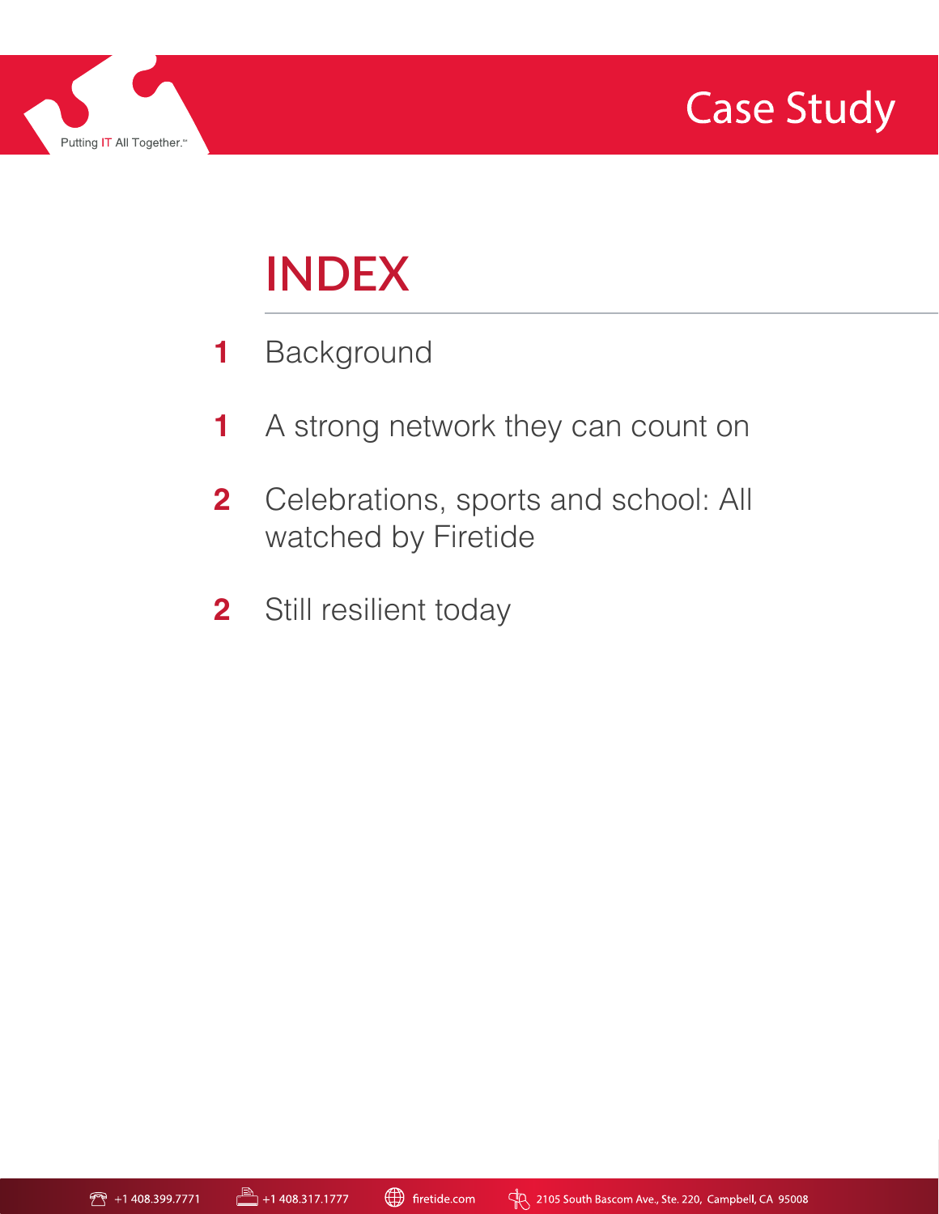# INDEX

| | |
|---|---|
| 1 | Background |
| 1 | A strong network they can count on |
| 2 | Celebrations, sports and school: All watched by Firetide |
| 2 | Still resilient today |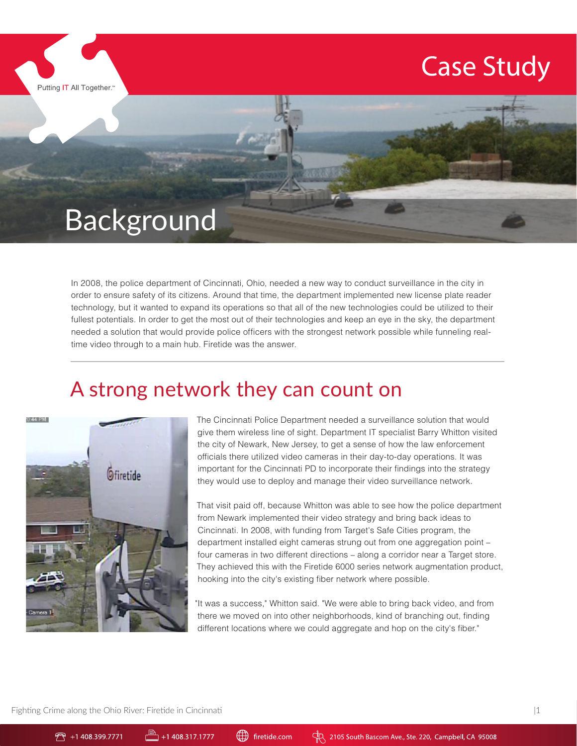# Case Study

Putting IT All Together.℠

## Background

In 2008, the police department of Cincinnati, Ohio, needed a new way to conduct surveillance in the city in order to ensure safety of its citizens. Around that time, the department implemented new license plate reader technology, but it wanted to expand its operations so that all of the new technologies could be utilized to their fullest potentials. In order to get the most out of their technologies and keep an eye in the sky, the department needed a solution that would provide police officers with the strongest network possible while funneling real-time video through to a main hub. Firetide was the answer.

## A strong network they can count on

The Cincinnati Police Department needed a surveillance solution that would give them wireless line of sight. Department IT specialist Barry Whitton visited the city of Newark, New Jersey, to get a sense of how the law enforcement officials there utilized video cameras in their day-to-day operations. It was important for the Cincinnati PD to incorporate their findings into the strategy they would use to deploy and manage their video surveillance network.

That visit paid off, because Whitton was able to see how the police department from Newark implemented their video strategy and bring back ideas to Cincinnati. In 2008, with funding from Target's Safe Cities program, the department installed eight cameras strung out from one aggregation point – four cameras in two different directions – along a corridor near a Target store. They achieved this with the Firetide 6000 series network augmentation product, hooking into the city's existing fiber network where possible.

"It was a success," Whitton said. "We were able to bring back video, and from there we moved on into other neighborhoods, kind of branching out, finding different locations where we could aggregate and hop on the city's fiber."

+1 408.399.7771 | +1 408.317.1777 | firetide.com | 2105 South Bascom Ave., Ste. 220, Campbell, CA 95008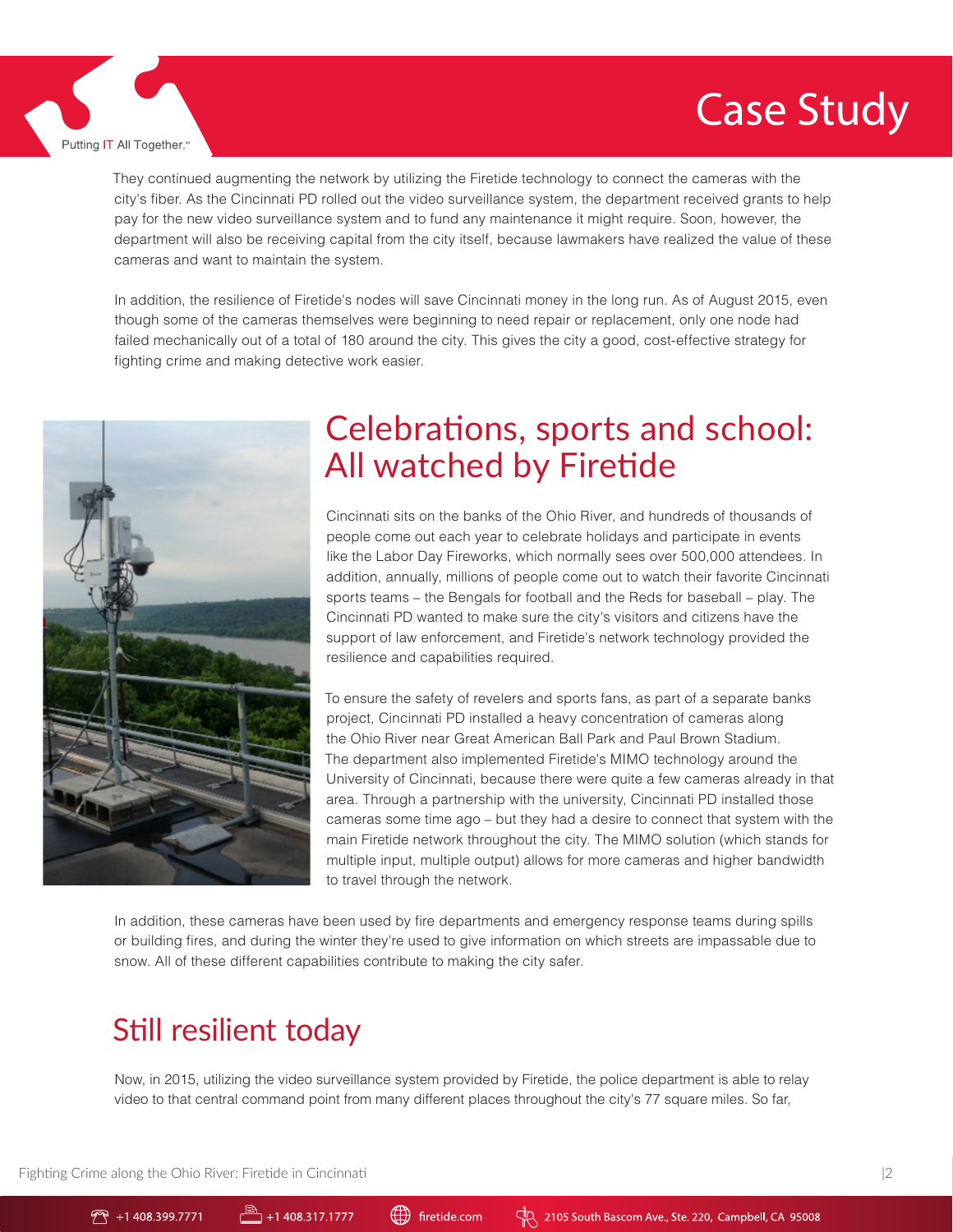They continued augmenting the network by utilizing the Firetide technology to connect the cameras with the city's fiber. As the Cincinnati PD rolled out the video surveillance system, the department received grants to help pay for the new video surveillance system and to fund any maintenance it might require. Soon, however, the department will also be receiving capital from the city itself, because lawmakers have realized the value of these cameras and want to maintain the system.

In addition, the resilience of Firetide's nodes will save Cincinnati money in the long run. As of August 2015, even though some of the cameras themselves were beginning to need repair or replacement, only one node had failed mechanically out of a total of 180 around the city. This gives the city a good, cost-effective strategy for fighting crime and making detective work easier.

## Celebrations, sports and school: All watched by Firetide

Cincinnati sits on the banks of the Ohio River, and hundreds of thousands of people come out each year to celebrate holidays and participate in events like the Labor Day Fireworks, which normally sees over 500,000 attendees. In addition, annually, millions of people come out to watch their favorite Cincinnati sports teams – the Bengals for football and the Reds for baseball – play. The Cincinnati PD wanted to make sure the city's visitors and citizens have the support of law enforcement, and Firetide's network technology provided the resilience and capabilities required.

To ensure the safety of revelers and sports fans, as part of a separate banks project, Cincinnati PD installed a heavy concentration of cameras along the Ohio River near Great American Ball Park and Paul Brown Stadium. The department also implemented Firetide's MIMO technology around the University of Cincinnati, because there were quite a few cameras already in that area. Through a partnership with the university, Cincinnati PD installed those cameras some time ago – but they had a desire to connect that system with the main Firetide network throughout the city. The MIMO solution (which stands for multiple input, multiple output) allows for more cameras and higher bandwidth to travel through the network.

In addition, these cameras have been used by fire departments and emergency response teams during spills or building fires, and during the winter they're used to give information on which streets are impassable due to snow. All of these different capabilities contribute to making the city safer.

## Still resilient today

Now, in 2015, utilizing the video surveillance system provided by Firetide, the police department is able to relay video to that central command point from many different places throughout the city's 77 square miles. So far,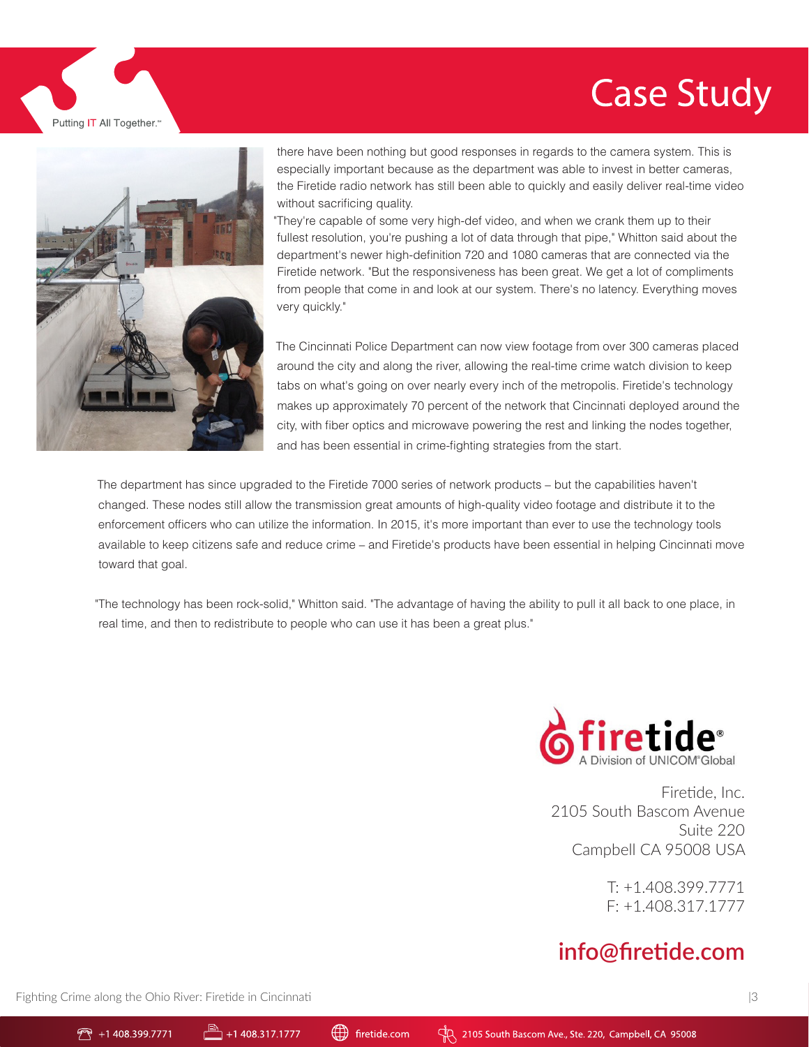# Case Study

there have been nothing but good responses in regards to the camera system. This is especially important because as the department was able to invest in better cameras, the Firetide radio network has still been able to quickly and easily deliver real-time video without sacrificing quality.

"They're capable of some very high-def video, and when we crank them up to their fullest resolution, you're pushing a lot of data through that pipe," Whitton said about the department's newer high-definition 720 and 1080 cameras that are connected via the Firetide network. "But the responsiveness has been great. We get a lot of compliments from people that come in and look at our system. There's no latency. Everything moves very quickly."

The Cincinnati Police Department can now view footage from over 300 cameras placed around the city and along the river, allowing the real-time crime watch division to keep tabs on what's going on over nearly every inch of the metropolis. Firetide's technology makes up approximately 70 percent of the network that Cincinnati deployed around the city, with fiber optics and microwave powering the rest and linking the nodes together, and has been essential in crime-fighting strategies from the start.

The department has since upgraded to the Firetide 7000 series of network products – but the capabilities haven't changed. These nodes still allow the transmission great amounts of high-quality video footage and distribute it to the enforcement officers who can utilize the information. In 2015, it's more important than ever to use the technology tools available to keep citizens safe and reduce crime – and Firetide's products have been essential in helping Cincinnati move toward that goal.

"The technology has been rock-solid," Whitton said. "The advantage of having the ability to pull it all back to one place, in real time, and then to redistribute to people who can use it has been a great plus."

firetide® A Division of UNICOM® Global

Firetide, Inc.
2105 South Bascom Avenue
Suite 220
Campbell CA 95008 USA

T: +1.408.399.7771
F: +1.408.317.1777

info@firetide.com